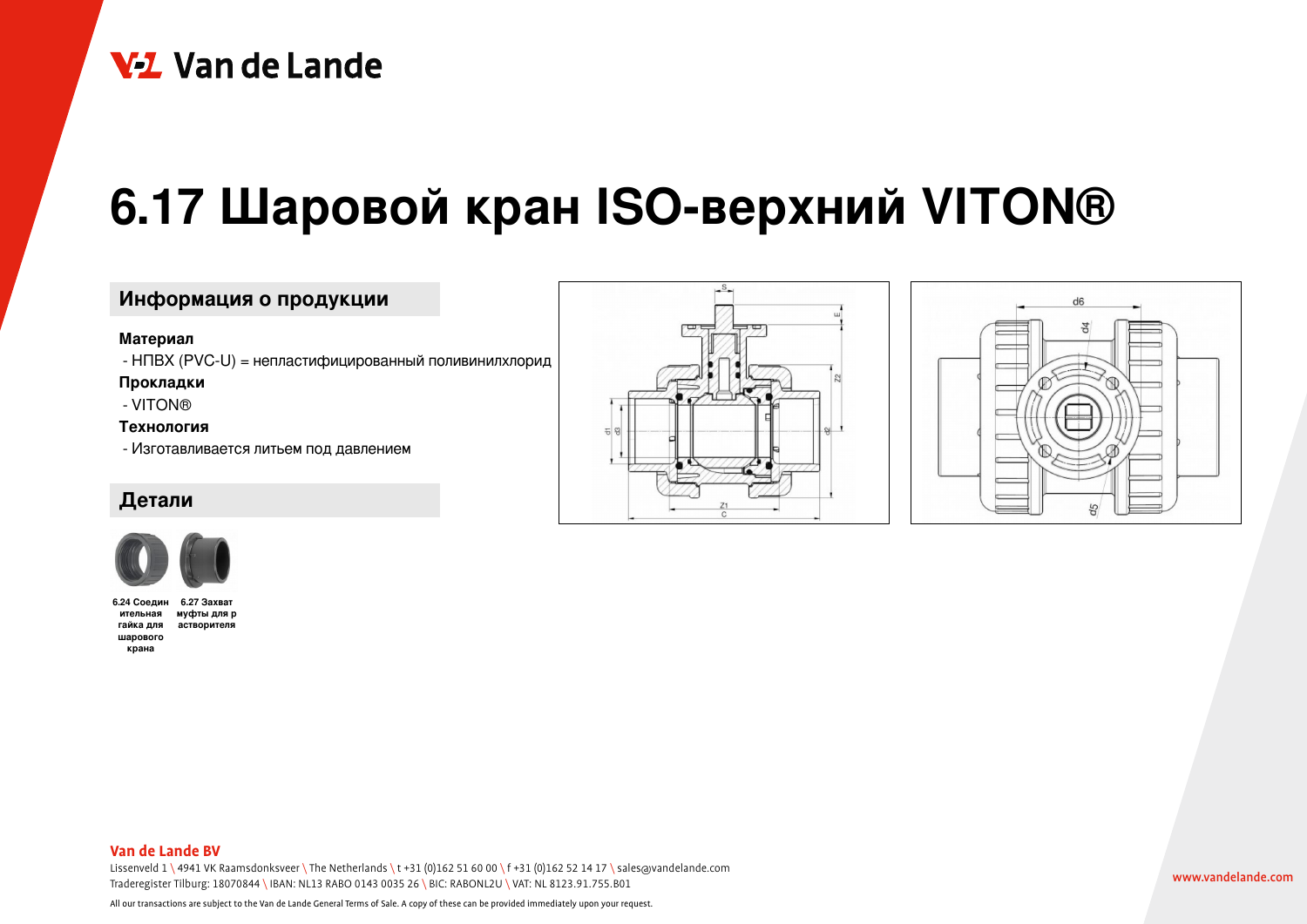# 6.17 Шаровой кран ISO-верхний VITON®

## Информация о продукции

**Материал**

- НПВХ (PVC-U) = непластифицированный поливинилхлорид

**Прокладки**

- VITON®

**Технология**

- Изготавливается литьем под давлением

## Детали

6.24 Соединительная гайка для шарового крана

6.27 Захват муфты для растворителя

**Van de Lande BV**

Lissenveld 1 \ 4941 VK Raamsdonksveer \ The Netherlands \ t +31 (0)162 51 60 00 \ f +31 (0)162 52 14 17 \ sales@vandelande.com

Traderegister Tilburg: 18070844 \ IBAN: NL13 RABO 0143 0035 26 \ BIC: RABONL2U \ VAT: NL 8123.91.755.B01

All our transactions are subject to the Van de Lande General Terms of Sale. A copy of these can be provided immediately upon your request.

www.vandelande.com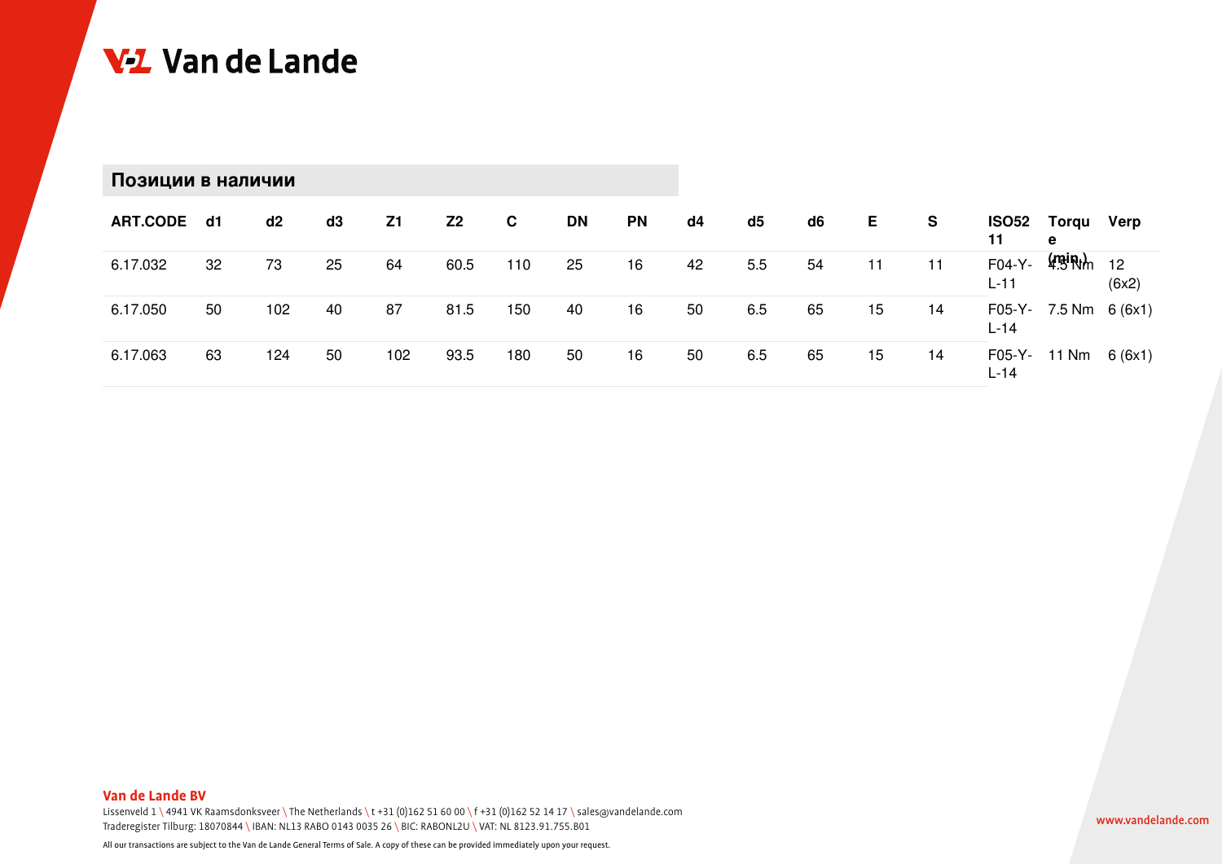## Позиции в наличии

| ART.CODE | d1 | d2 | d3 | Z1 | Z2 | C | DN | PN | d4 | d5 | d6 | E | S | ISO5211 | Torque (min.) | Verp |
|---|---|---|---|---|---|---|---|---|---|---|---|---|---|---|---|---|
| 6.17.032 | 32 | 73 | 25 | 64 | 60.5 | 110 | 25 | 16 | 42 | 5.5 | 54 | 11 | 11 | F04-Y-L-11 | 4.5 Nm | 12 (6x2) |
| 6.17.050 | 50 | 102 | 40 | 87 | 81.5 | 150 | 40 | 16 | 50 | 6.5 | 65 | 15 | 14 | F05-Y-L-14 | 7.5 Nm | 6 (6x1) |
| 6.17.063 | 63 | 124 | 50 | 102 | 93.5 | 180 | 50 | 16 | 50 | 6.5 | 65 | 15 | 14 | F05-Y-L-14 | 11 Nm | 6 (6x1) |

**Van de Lande BV**

Lissenveld 1 \ 4941 VK Raamsdonksveer \ The Netherlands \ t +31 (0)162 51 60 00 \ f +31 (0)162 52 14 17 \ sales@vandelande.com
Traderegister Tilburg: 18070844 \ IBAN: NL13 RABO 0143 0035 26 \ BIC: RABONL2U \ VAT: NL 8123.91.755.B01

All our transactions are subject to the Van de Lande General Terms of Sale. A copy of these can be provided immediately upon your request.

www.vandelande.com